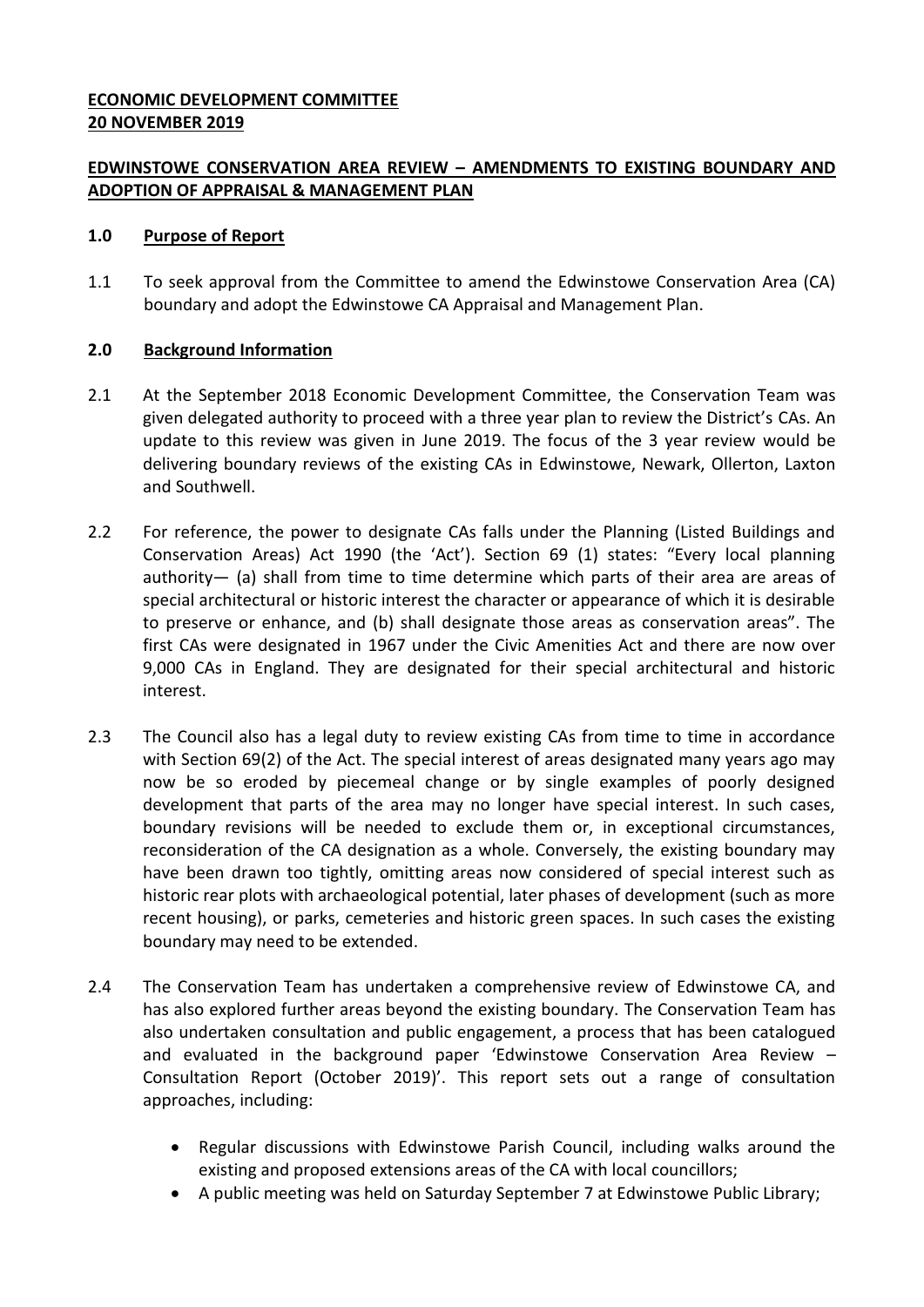**ECONOMIC DEVELOPMENT COMMITTEE**
**20 NOVEMBER 2019**

**EDWINSTOWE CONSERVATION AREA REVIEW – AMENDMENTS TO EXISTING BOUNDARY AND ADOPTION OF APPRAISAL & MANAGEMENT PLAN**

## 1.0 Purpose of Report

1.1 To seek approval from the Committee to amend the Edwinstowe Conservation Area (CA) boundary and adopt the Edwinstowe CA Appraisal and Management Plan.

## 2.0 Background Information

2.1 At the September 2018 Economic Development Committee, the Conservation Team was given delegated authority to proceed with a three year plan to review the District's CAs. An update to this review was given in June 2019. The focus of the 3 year review would be delivering boundary reviews of the existing CAs in Edwinstowe, Newark, Ollerton, Laxton and Southwell.

2.2 For reference, the power to designate CAs falls under the Planning (Listed Buildings and Conservation Areas) Act 1990 (the 'Act'). Section 69 (1) states: "Every local planning authority— (a) shall from time to time determine which parts of their area are areas of special architectural or historic interest the character or appearance of which it is desirable to preserve or enhance, and (b) shall designate those areas as conservation areas". The first CAs were designated in 1967 under the Civic Amenities Act and there are now over 9,000 CAs in England. They are designated for their special architectural and historic interest.

2.3 The Council also has a legal duty to review existing CAs from time to time in accordance with Section 69(2) of the Act. The special interest of areas designated many years ago may now be so eroded by piecemeal change or by single examples of poorly designed development that parts of the area may no longer have special interest. In such cases, boundary revisions will be needed to exclude them or, in exceptional circumstances, reconsideration of the CA designation as a whole. Conversely, the existing boundary may have been drawn too tightly, omitting areas now considered of special interest such as historic rear plots with archaeological potential, later phases of development (such as more recent housing), or parks, cemeteries and historic green spaces. In such cases the existing boundary may need to be extended.

2.4 The Conservation Team has undertaken a comprehensive review of Edwinstowe CA, and has also explored further areas beyond the existing boundary. The Conservation Team has also undertaken consultation and public engagement, a process that has been catalogued and evaluated in the background paper 'Edwinstowe Conservation Area Review – Consultation Report (October 2019)'. This report sets out a range of consultation approaches, including:

- Regular discussions with Edwinstowe Parish Council, including walks around the existing and proposed extensions areas of the CA with local councillors;
- A public meeting was held on Saturday September 7 at Edwinstowe Public Library;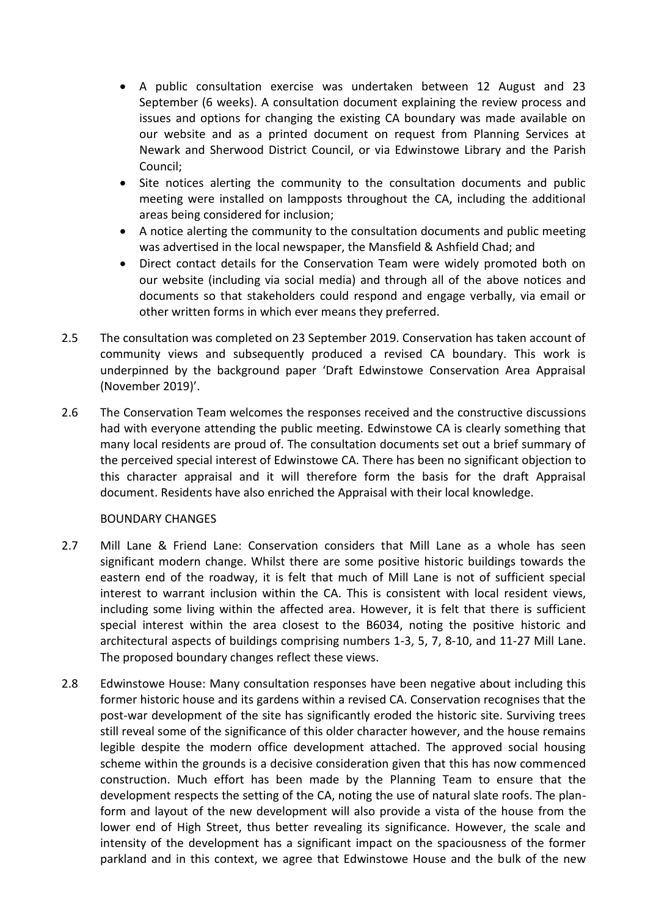- A public consultation exercise was undertaken between 12 August and 23 September (6 weeks). A consultation document explaining the review process and issues and options for changing the existing CA boundary was made available on our website and as a printed document on request from Planning Services at Newark and Sherwood District Council, or via Edwinstowe Library and the Parish Council;
- Site notices alerting the community to the consultation documents and public meeting were installed on lampposts throughout the CA, including the additional areas being considered for inclusion;
- A notice alerting the community to the consultation documents and public meeting was advertised in the local newspaper, the Mansfield & Ashfield Chad; and
- Direct contact details for the Conservation Team were widely promoted both on our website (including via social media) and through all of the above notices and documents so that stakeholders could respond and engage verbally, via email or other written forms in which ever means they preferred.

2.5 The consultation was completed on 23 September 2019. Conservation has taken account of community views and subsequently produced a revised CA boundary. This work is underpinned by the background paper 'Draft Edwinstowe Conservation Area Appraisal (November 2019)'.

2.6 The Conservation Team welcomes the responses received and the constructive discussions had with everyone attending the public meeting. Edwinstowe CA is clearly something that many local residents are proud of. The consultation documents set out a brief summary of the perceived special interest of Edwinstowe CA. There has been no significant objection to this character appraisal and it will therefore form the basis for the draft Appraisal document. Residents have also enriched the Appraisal with their local knowledge.

BOUNDARY CHANGES

2.7 Mill Lane & Friend Lane: Conservation considers that Mill Lane as a whole has seen significant modern change. Whilst there are some positive historic buildings towards the eastern end of the roadway, it is felt that much of Mill Lane is not of sufficient special interest to warrant inclusion within the CA. This is consistent with local resident views, including some living within the affected area. However, it is felt that there is sufficient special interest within the area closest to the B6034, noting the positive historic and architectural aspects of buildings comprising numbers 1-3, 5, 7, 8-10, and 11-27 Mill Lane. The proposed boundary changes reflect these views.

2.8 Edwinstowe House: Many consultation responses have been negative about including this former historic house and its gardens within a revised CA. Conservation recognises that the post-war development of the site has significantly eroded the historic site. Surviving trees still reveal some of the significance of this older character however, and the house remains legible despite the modern office development attached. The approved social housing scheme within the grounds is a decisive consideration given that this has now commenced construction. Much effort has been made by the Planning Team to ensure that the development respects the setting of the CA, noting the use of natural slate roofs. The plan-form and layout of the new development will also provide a vista of the house from the lower end of High Street, thus better revealing its significance. However, the scale and intensity of the development has a significant impact on the spaciousness of the former parkland and in this context, we agree that Edwinstowe House and the bulk of the new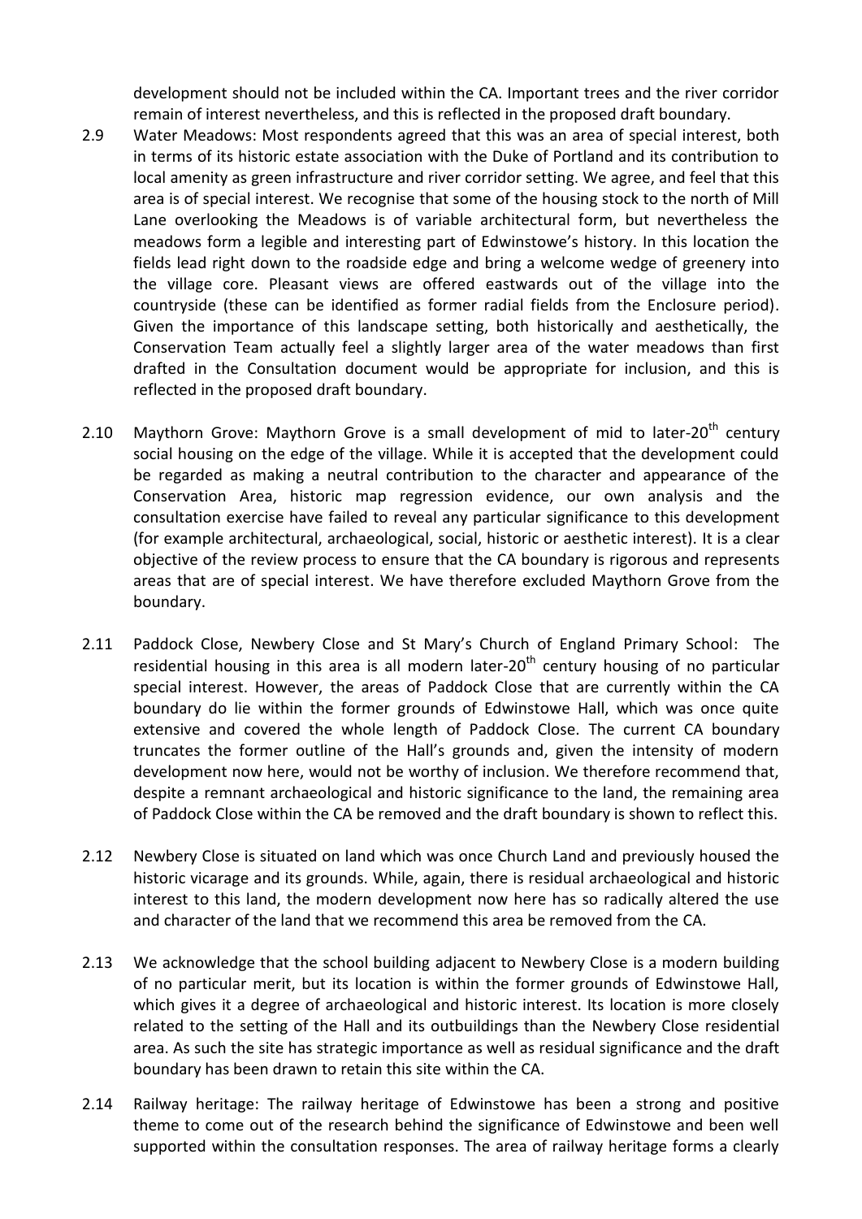development should not be included within the CA. Important trees and the river corridor remain of interest nevertheless, and this is reflected in the proposed draft boundary.

2.9 Water Meadows: Most respondents agreed that this was an area of special interest, both in terms of its historic estate association with the Duke of Portland and its contribution to local amenity as green infrastructure and river corridor setting. We agree, and feel that this area is of special interest. We recognise that some of the housing stock to the north of Mill Lane overlooking the Meadows is of variable architectural form, but nevertheless the meadows form a legible and interesting part of Edwinstowe's history. In this location the fields lead right down to the roadside edge and bring a welcome wedge of greenery into the village core. Pleasant views are offered eastwards out of the village into the countryside (these can be identified as former radial fields from the Enclosure period). Given the importance of this landscape setting, both historically and aesthetically, the Conservation Team actually feel a slightly larger area of the water meadows than first drafted in the Consultation document would be appropriate for inclusion, and this is reflected in the proposed draft boundary.

2.10 Maythorn Grove: Maythorn Grove is a small development of mid to later-20th century social housing on the edge of the village. While it is accepted that the development could be regarded as making a neutral contribution to the character and appearance of the Conservation Area, historic map regression evidence, our own analysis and the consultation exercise have failed to reveal any particular significance to this development (for example architectural, archaeological, social, historic or aesthetic interest). It is a clear objective of the review process to ensure that the CA boundary is rigorous and represents areas that are of special interest. We have therefore excluded Maythorn Grove from the boundary.

2.11 Paddock Close, Newbery Close and St Mary's Church of England Primary School: The residential housing in this area is all modern later-20th century housing of no particular special interest. However, the areas of Paddock Close that are currently within the CA boundary do lie within the former grounds of Edwinstowe Hall, which was once quite extensive and covered the whole length of Paddock Close. The current CA boundary truncates the former outline of the Hall's grounds and, given the intensity of modern development now here, would not be worthy of inclusion. We therefore recommend that, despite a remnant archaeological and historic significance to the land, the remaining area of Paddock Close within the CA be removed and the draft boundary is shown to reflect this.

2.12 Newbery Close is situated on land which was once Church Land and previously housed the historic vicarage and its grounds. While, again, there is residual archaeological and historic interest to this land, the modern development now here has so radically altered the use and character of the land that we recommend this area be removed from the CA.

2.13 We acknowledge that the school building adjacent to Newbery Close is a modern building of no particular merit, but its location is within the former grounds of Edwinstowe Hall, which gives it a degree of archaeological and historic interest. Its location is more closely related to the setting of the Hall and its outbuildings than the Newbery Close residential area. As such the site has strategic importance as well as residual significance and the draft boundary has been drawn to retain this site within the CA.

2.14 Railway heritage: The railway heritage of Edwinstowe has been a strong and positive theme to come out of the research behind the significance of Edwinstowe and been well supported within the consultation responses. The area of railway heritage forms a clearly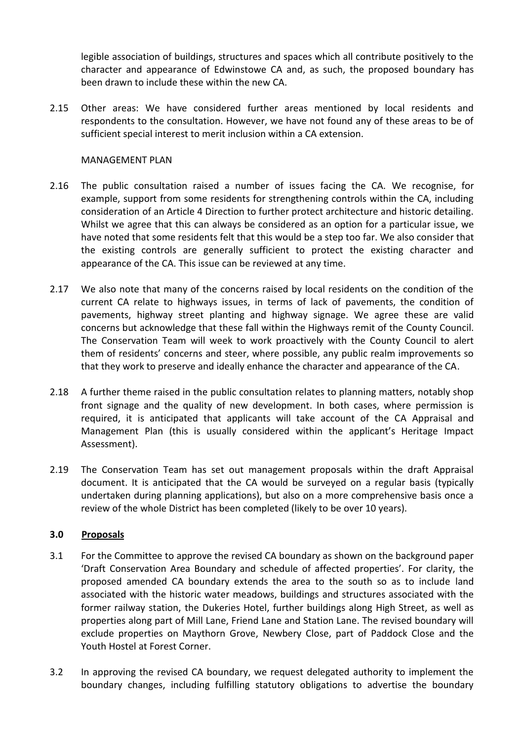legible association of buildings, structures and spaces which all contribute positively to the character and appearance of Edwinstowe CA and, as such, the proposed boundary has been drawn to include these within the new CA.

2.15 Other areas: We have considered further areas mentioned by local residents and respondents to the consultation. However, we have not found any of these areas to be of sufficient special interest to merit inclusion within a CA extension.

MANAGEMENT PLAN

2.16 The public consultation raised a number of issues facing the CA. We recognise, for example, support from some residents for strengthening controls within the CA, including consideration of an Article 4 Direction to further protect architecture and historic detailing. Whilst we agree that this can always be considered as an option for a particular issue, we have noted that some residents felt that this would be a step too far. We also consider that the existing controls are generally sufficient to protect the existing character and appearance of the CA. This issue can be reviewed at any time.

2.17 We also note that many of the concerns raised by local residents on the condition of the current CA relate to highways issues, in terms of lack of pavements, the condition of pavements, highway street planting and highway signage. We agree these are valid concerns but acknowledge that these fall within the Highways remit of the County Council. The Conservation Team will week to work proactively with the County Council to alert them of residents' concerns and steer, where possible, any public realm improvements so that they work to preserve and ideally enhance the character and appearance of the CA.

2.18 A further theme raised in the public consultation relates to planning matters, notably shop front signage and the quality of new development. In both cases, where permission is required, it is anticipated that applicants will take account of the CA Appraisal and Management Plan (this is usually considered within the applicant's Heritage Impact Assessment).

2.19 The Conservation Team has set out management proposals within the draft Appraisal document. It is anticipated that the CA would be surveyed on a regular basis (typically undertaken during planning applications), but also on a more comprehensive basis once a review of the whole District has been completed (likely to be over 10 years).

## 3.0 Proposals

3.1 For the Committee to approve the revised CA boundary as shown on the background paper 'Draft Conservation Area Boundary and schedule of affected properties'. For clarity, the proposed amended CA boundary extends the area to the south so as to include land associated with the historic water meadows, buildings and structures associated with the former railway station, the Dukeries Hotel, further buildings along High Street, as well as properties along part of Mill Lane, Friend Lane and Station Lane. The revised boundary will exclude properties on Maythorn Grove, Newbery Close, part of Paddock Close and the Youth Hostel at Forest Corner.

3.2 In approving the revised CA boundary, we request delegated authority to implement the boundary changes, including fulfilling statutory obligations to advertise the boundary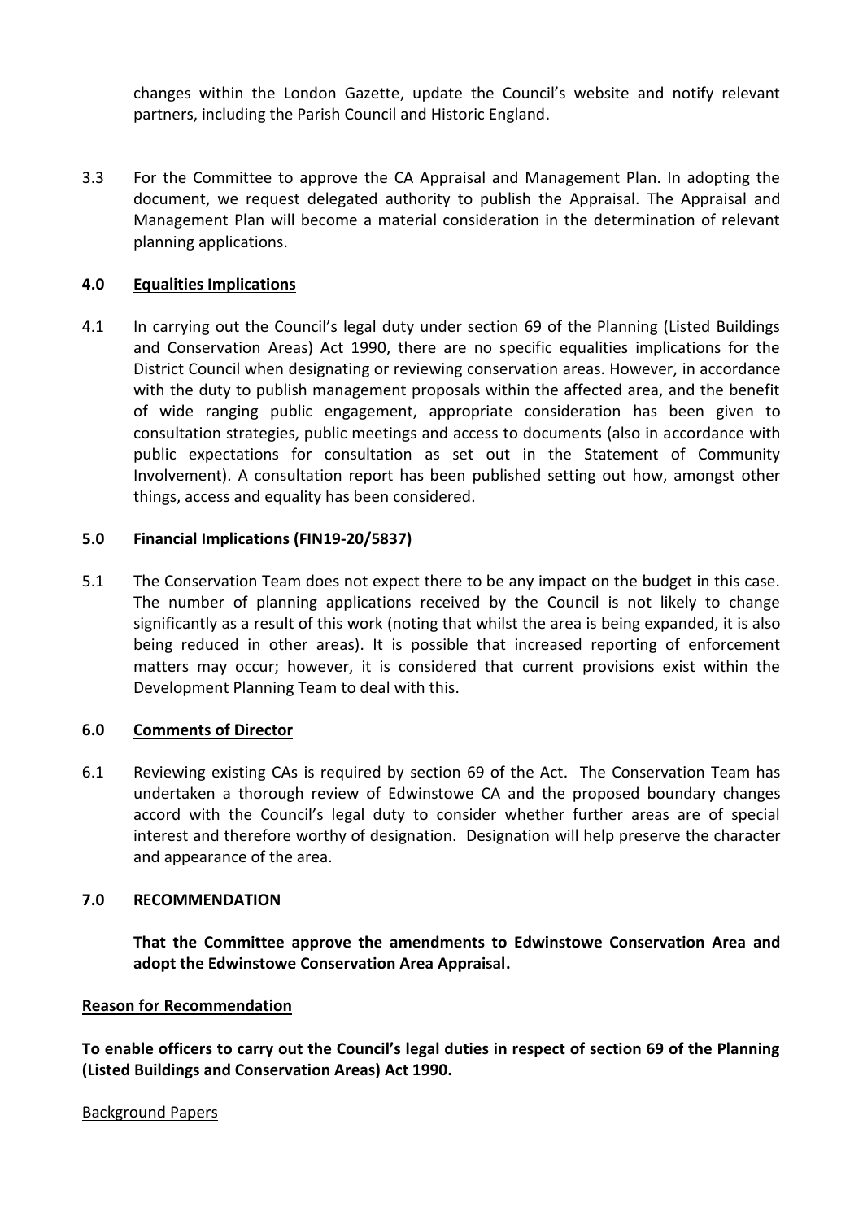changes within the London Gazette, update the Council's website and notify relevant partners, including the Parish Council and Historic England.

3.3 For the Committee to approve the CA Appraisal and Management Plan. In adopting the document, we request delegated authority to publish the Appraisal. The Appraisal and Management Plan will become a material consideration in the determination of relevant planning applications.

## 4.0 Equalities Implications

4.1 In carrying out the Council's legal duty under section 69 of the Planning (Listed Buildings and Conservation Areas) Act 1990, there are no specific equalities implications for the District Council when designating or reviewing conservation areas. However, in accordance with the duty to publish management proposals within the affected area, and the benefit of wide ranging public engagement, appropriate consideration has been given to consultation strategies, public meetings and access to documents (also in accordance with public expectations for consultation as set out in the Statement of Community Involvement). A consultation report has been published setting out how, amongst other things, access and equality has been considered.

## 5.0 Financial Implications (FIN19-20/5837)

5.1 The Conservation Team does not expect there to be any impact on the budget in this case. The number of planning applications received by the Council is not likely to change significantly as a result of this work (noting that whilst the area is being expanded, it is also being reduced in other areas). It is possible that increased reporting of enforcement matters may occur; however, it is considered that current provisions exist within the Development Planning Team to deal with this.

## 6.0 Comments of Director

6.1 Reviewing existing CAs is required by section 69 of the Act. The Conservation Team has undertaken a thorough review of Edwinstowe CA and the proposed boundary changes accord with the Council's legal duty to consider whether further areas are of special interest and therefore worthy of designation. Designation will help preserve the character and appearance of the area.

## 7.0 RECOMMENDATION

**That the Committee approve the amendments to Edwinstowe Conservation Area and adopt the Edwinstowe Conservation Area Appraisal.**

**Reason for Recommendation**

**To enable officers to carry out the Council's legal duties in respect of section 69 of the Planning (Listed Buildings and Conservation Areas) Act 1990.**

Background Papers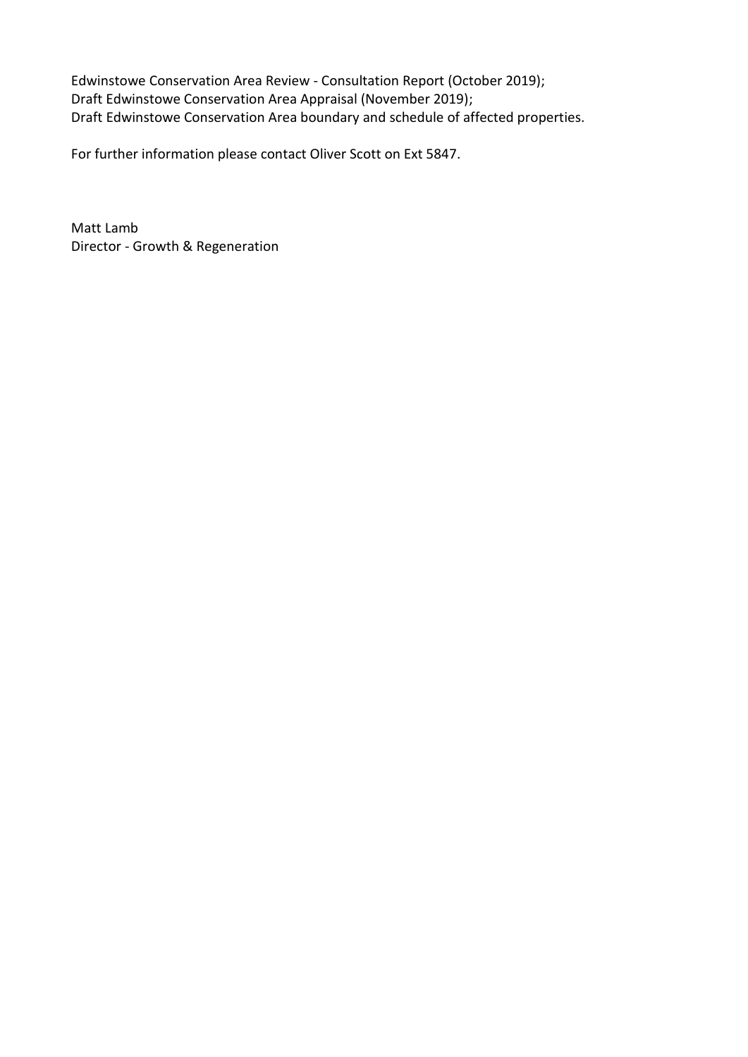Edwinstowe Conservation Area Review - Consultation Report (October 2019);
Draft Edwinstowe Conservation Area Appraisal (November 2019);
Draft Edwinstowe Conservation Area boundary and schedule of affected properties.

For further information please contact Oliver Scott on Ext 5847.

Matt Lamb
Director - Growth & Regeneration